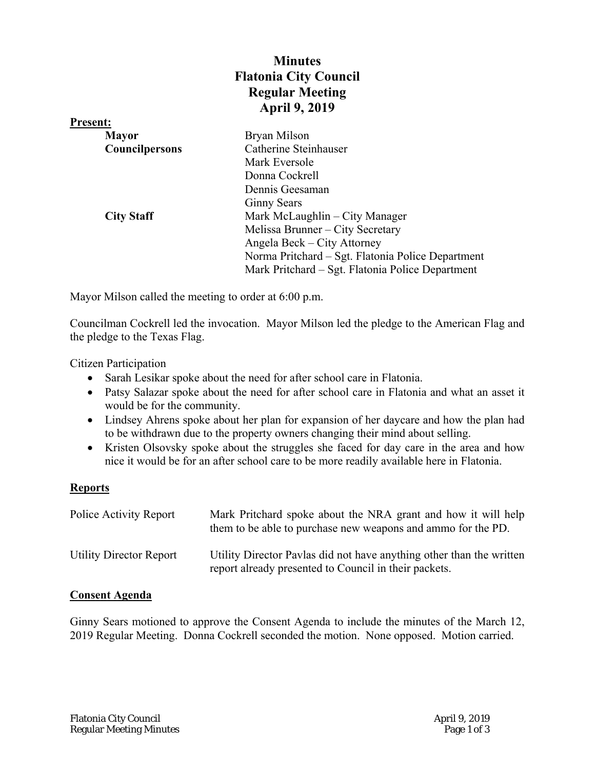# Minutes
# Flatonia City Council
# Regular Meeting
# April 9, 2019

**Present:**

| | |
|---|---|
| **Mayor** | Bryan Milson |
| **Councilpersons** | Catherine Steinhauser |
| | Mark Eversole |
| | Donna Cockrell |
| | Dennis Geesaman |
| | Ginny Sears |
| **City Staff** | Mark McLaughlin – City Manager |
| | Melissa Brunner – City Secretary |
| | Angela Beck – City Attorney |
| | Norma Pritchard – Sgt. Flatonia Police Department |
| | Mark Pritchard – Sgt. Flatonia Police Department |

Mayor Milson called the meeting to order at 6:00 p.m.

Councilman Cockrell led the invocation. Mayor Milson led the pledge to the American Flag and the pledge to the Texas Flag.

Citizen Participation

- Sarah Lesikar spoke about the need for after school care in Flatonia.
- Patsy Salazar spoke about the need for after school care in Flatonia and what an asset it would be for the community.
- Lindsey Ahrens spoke about her plan for expansion of her daycare and how the plan had to be withdrawn due to the property owners changing their mind about selling.
- Kristen Olsovsky spoke about the struggles she faced for day care in the area and how nice it would be for an after school care to be more readily available here in Flatonia.

## Reports

| | |
|---|---|
| Police Activity Report | Mark Pritchard spoke about the NRA grant and how it will help them to be able to purchase new weapons and ammo for the PD. |
| Utility Director Report | Utility Director Pavlas did not have anything other than the written report already presented to Council in their packets. |

## Consent Agenda

Ginny Sears motioned to approve the Consent Agenda to include the minutes of the March 12, 2019 Regular Meeting. Donna Cockrell seconded the motion. None opposed. Motion carried.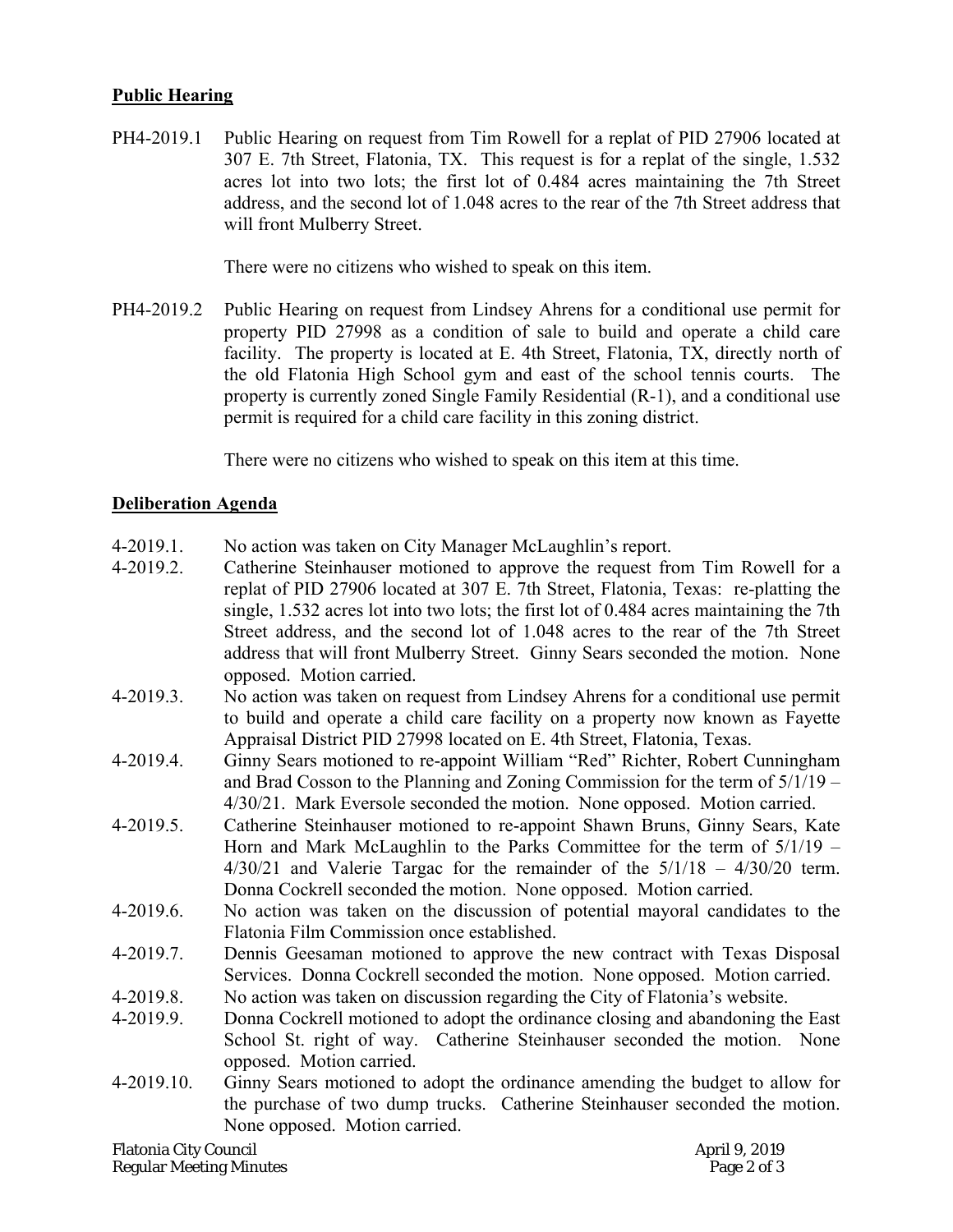## Public Hearing

PH4-2019.1 Public Hearing on request from Tim Rowell for a replat of PID 27906 located at 307 E. 7th Street, Flatonia, TX. This request is for a replat of the single, 1.532 acres lot into two lots; the first lot of 0.484 acres maintaining the 7th Street address, and the second lot of 1.048 acres to the rear of the 7th Street address that will front Mulberry Street.

There were no citizens who wished to speak on this item.

PH4-2019.2 Public Hearing on request from Lindsey Ahrens for a conditional use permit for property PID 27998 as a condition of sale to build and operate a child care facility. The property is located at E. 4th Street, Flatonia, TX, directly north of the old Flatonia High School gym and east of the school tennis courts. The property is currently zoned Single Family Residential (R-1), and a conditional use permit is required for a child care facility in this zoning district.

There were no citizens who wished to speak on this item at this time.

## Deliberation Agenda

4-2019.1. No action was taken on City Manager McLaughlin's report.

4-2019.2. Catherine Steinhauser motioned to approve the request from Tim Rowell for a replat of PID 27906 located at 307 E. 7th Street, Flatonia, Texas: re-platting the single, 1.532 acres lot into two lots; the first lot of 0.484 acres maintaining the 7th Street address, and the second lot of 1.048 acres to the rear of the 7th Street address that will front Mulberry Street. Ginny Sears seconded the motion. None opposed. Motion carried.

4-2019.3. No action was taken on request from Lindsey Ahrens for a conditional use permit to build and operate a child care facility on a property now known as Fayette Appraisal District PID 27998 located on E. 4th Street, Flatonia, Texas.

4-2019.4. Ginny Sears motioned to re-appoint William "Red" Richter, Robert Cunningham and Brad Cosson to the Planning and Zoning Commission for the term of 5/1/19 – 4/30/21. Mark Eversole seconded the motion. None opposed. Motion carried.

4-2019.5. Catherine Steinhauser motioned to re-appoint Shawn Bruns, Ginny Sears, Kate Horn and Mark McLaughlin to the Parks Committee for the term of 5/1/19 – 4/30/21 and Valerie Targac for the remainder of the 5/1/18 – 4/30/20 term. Donna Cockrell seconded the motion. None opposed. Motion carried.

4-2019.6. No action was taken on the discussion of potential mayoral candidates to the Flatonia Film Commission once established.

4-2019.7. Dennis Geesaman motioned to approve the new contract with Texas Disposal Services. Donna Cockrell seconded the motion. None opposed. Motion carried.

4-2019.8. No action was taken on discussion regarding the City of Flatonia's website.

4-2019.9. Donna Cockrell motioned to adopt the ordinance closing and abandoning the East School St. right of way. Catherine Steinhauser seconded the motion. None opposed. Motion carried.

4-2019.10. Ginny Sears motioned to adopt the ordinance amending the budget to allow for the purchase of two dump trucks. Catherine Steinhauser seconded the motion. None opposed. Motion carried.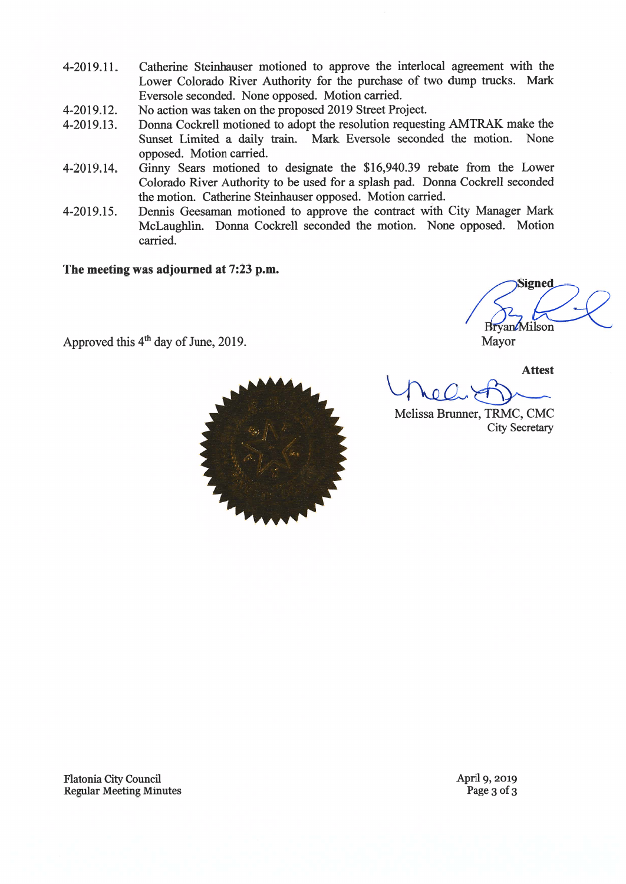4-2019.11. Catherine Steinhauser motioned to approve the interlocal agreement with the Lower Colorado River Authority for the purchase of two dump trucks. Mark Eversole seconded. None opposed. Motion carried.

4-2019.12. No action was taken on the proposed 2019 Street Project.

4-2019.13. Donna Cockrell motioned to adopt the resolution requesting AMTRAK make the Sunset Limited a daily train. Mark Eversole seconded the motion. None opposed. Motion carried.

4-2019.14. Ginny Sears motioned to designate the $16,940.39 rebate from the Lower Colorado River Authority to be used for a splash pad. Donna Cockrell seconded the motion. Catherine Steinhauser opposed. Motion carried.

4-2019.15. Dennis Geesaman motioned to approve the contract with City Manager Mark McLaughlin. Donna Cockrell seconded the motion. None opposed. Motion carried.

**The meeting was adjourned at 7:23 p.m.**

Approved this 4th day of June, 2019.

**Signed**

Bryan Milson
Mayor

**Attest**

Melissa Brunner, TRMC, CMC
City Secretary